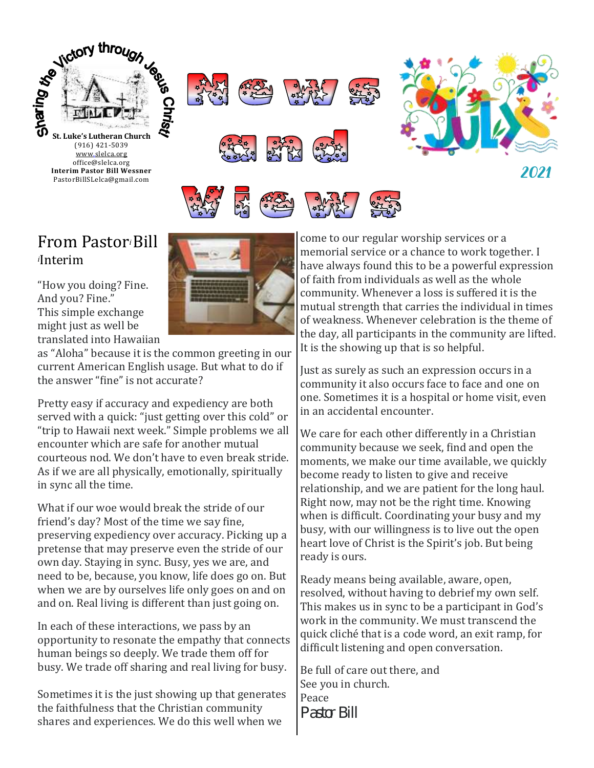Sharing the Victory through Jesus Christ!

**St. Luke's Lutheran Church**
(916) 421-5039
www.slelca.org
office@slelca.org
**Interim Pastor Bill Wessner**
PastorBillSLelca@gmail.com

# News and Views

JULY 2021

## From Pastor[i] Bill
[i]Interim

"How you doing? Fine. And you? Fine." This simple exchange might just as well be translated into Hawaiian as "Aloha" because it is the common greeting in our current American English usage. But what to do if the answer "fine" is not accurate?

Pretty easy if accuracy and expediency are both served with a quick: "just getting over this cold" or "trip to Hawaii next week." Simple problems we all encounter which are safe for another mutual courteous nod. We don't have to even break stride. As if we are all physically, emotionally, spiritually in sync all the time.

What if our woe would break the stride of our friend's day? Most of the time we say fine, preserving expediency over accuracy. Picking up a pretense that may preserve even the stride of our own day. Staying in sync. Busy, yes we are, and need to be, because, you know, life does go on. But when we are by ourselves life only goes on and on and on. Real living is different than just going on.

In each of these interactions, we pass by an opportunity to resonate the empathy that connects human beings so deeply. We trade them off for busy. We trade off sharing and real living for busy.

Sometimes it is the just showing up that generates the faithfulness that the Christian community shares and experiences. We do this well when we come to our regular worship services or a memorial service or a chance to work together. I have always found this to be a powerful expression of faith from individuals as well as the whole community. Whenever a loss is suffered it is the mutual strength that carries the individual in times of weakness. Whenever celebration is the theme of the day, all participants in the community are lifted. It is the showing up that is so helpful.

Just as surely as such an expression occurs in a community it also occurs face to face and one on one. Sometimes it is a hospital or home visit, even in an accidental encounter.

We care for each other differently in a Christian community because we seek, find and open the moments, we make our time available, we quickly become ready to listen to give and receive relationship, and we are patient for the long haul. Right now, may not be the right time. Knowing when is difficult. Coordinating your busy and my busy, with our willingness is to live out the open heart love of Christ is the Spirit's job. But being ready is ours.

Ready means being available, aware, open, resolved, without having to debrief my own self. This makes us in sync to be a participant in God's work in the community. We must transcend the quick cliché that is a code word, an exit ramp, for difficult listening and open conversation.

Be full of care out there, and
See you in church.
Peace
Pastor Bill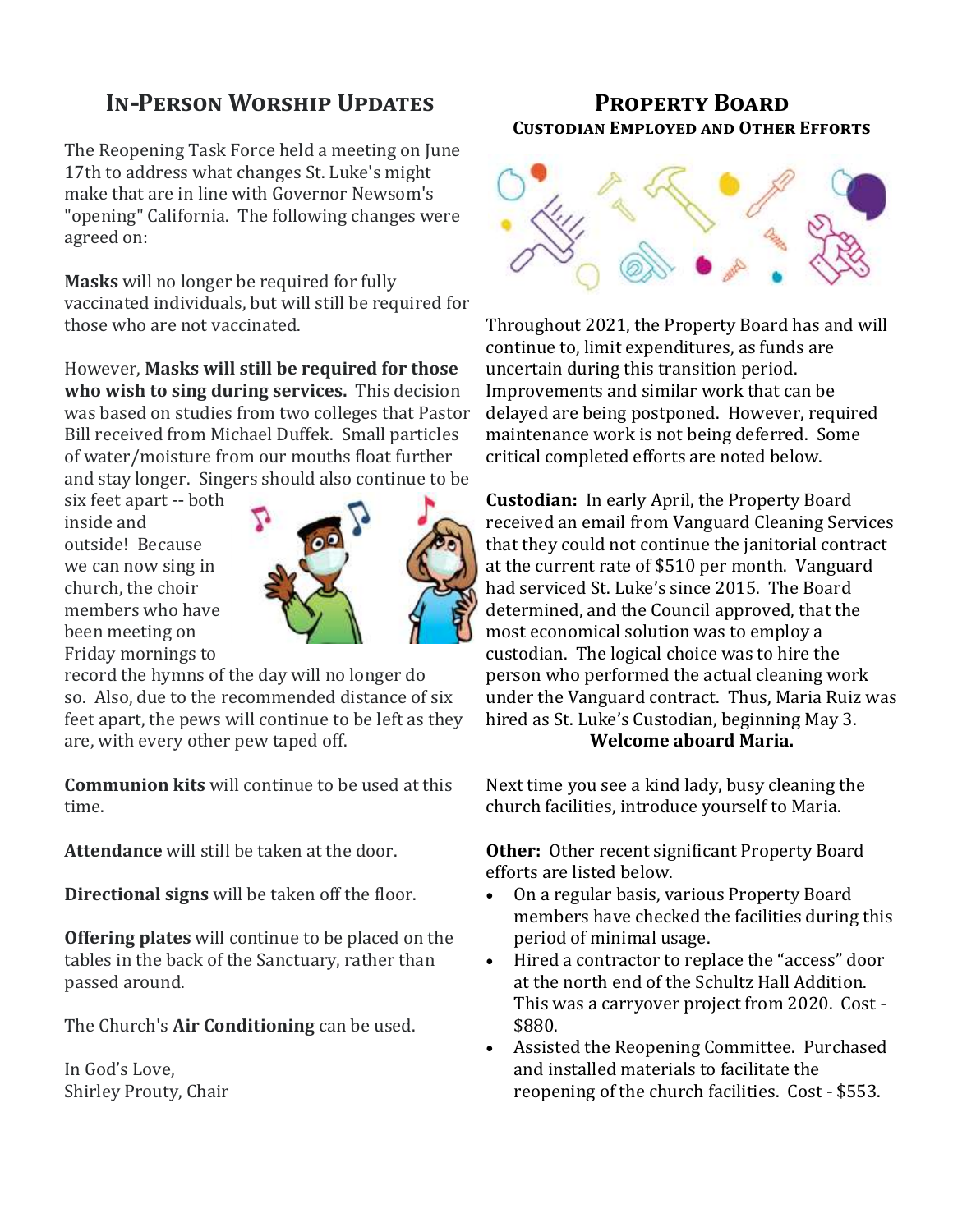## In-Person Worship Updates

The Reopening Task Force held a meeting on June 17th to address what changes St. Luke's might make that are in line with Governor Newsom's "opening" California. The following changes were agreed on:

**Masks** will no longer be required for fully vaccinated individuals, but will still be required for those who are not vaccinated.

However, **Masks will still be required for those who wish to sing during services.** This decision was based on studies from two colleges that Pastor Bill received from Michael Duffek. Small particles of water/moisture from our mouths float further and stay longer. Singers should also continue to be six feet apart -- both inside and outside! Because we can now sing in church, the choir members who have been meeting on Friday mornings to record the hymns of the day will no longer do so. Also, due to the recommended distance of six feet apart, the pews will continue to be left as they are, with every other pew taped off.

**Communion kits** will continue to be used at this time.

**Attendance** will still be taken at the door.

**Directional signs** will be taken off the floor.

**Offering plates** will continue to be placed on the tables in the back of the Sanctuary, rather than passed around.

The Church's **Air Conditioning** can be used.

In God's Love,
Shirley Prouty, Chair

## Property Board

### Custodian Employed and Other Efforts

Throughout 2021, the Property Board has and will continue to, limit expenditures, as funds are uncertain during this transition period. Improvements and similar work that can be delayed are being postponed. However, required maintenance work is not being deferred. Some critical completed efforts are noted below.

**Custodian:** In early April, the Property Board received an email from Vanguard Cleaning Services that they could not continue the janitorial contract at the current rate of $510 per month. Vanguard had serviced St. Luke's since 2015. The Board determined, and the Council approved, that the most economical solution was to employ a custodian. The logical choice was to hire the person who performed the actual cleaning work under the Vanguard contract. Thus, Maria Ruiz was hired as St. Luke's Custodian, beginning May 3.

**Welcome aboard Maria.**

Next time you see a kind lady, busy cleaning the church facilities, introduce yourself to Maria.

**Other:** Other recent significant Property Board efforts are listed below.

- On a regular basis, various Property Board members have checked the facilities during this period of minimal usage.
- Hired a contractor to replace the "access" door at the north end of the Schultz Hall Addition. This was a carryover project from 2020. Cost - $880.
- Assisted the Reopening Committee. Purchased and installed materials to facilitate the reopening of the church facilities. Cost - $553.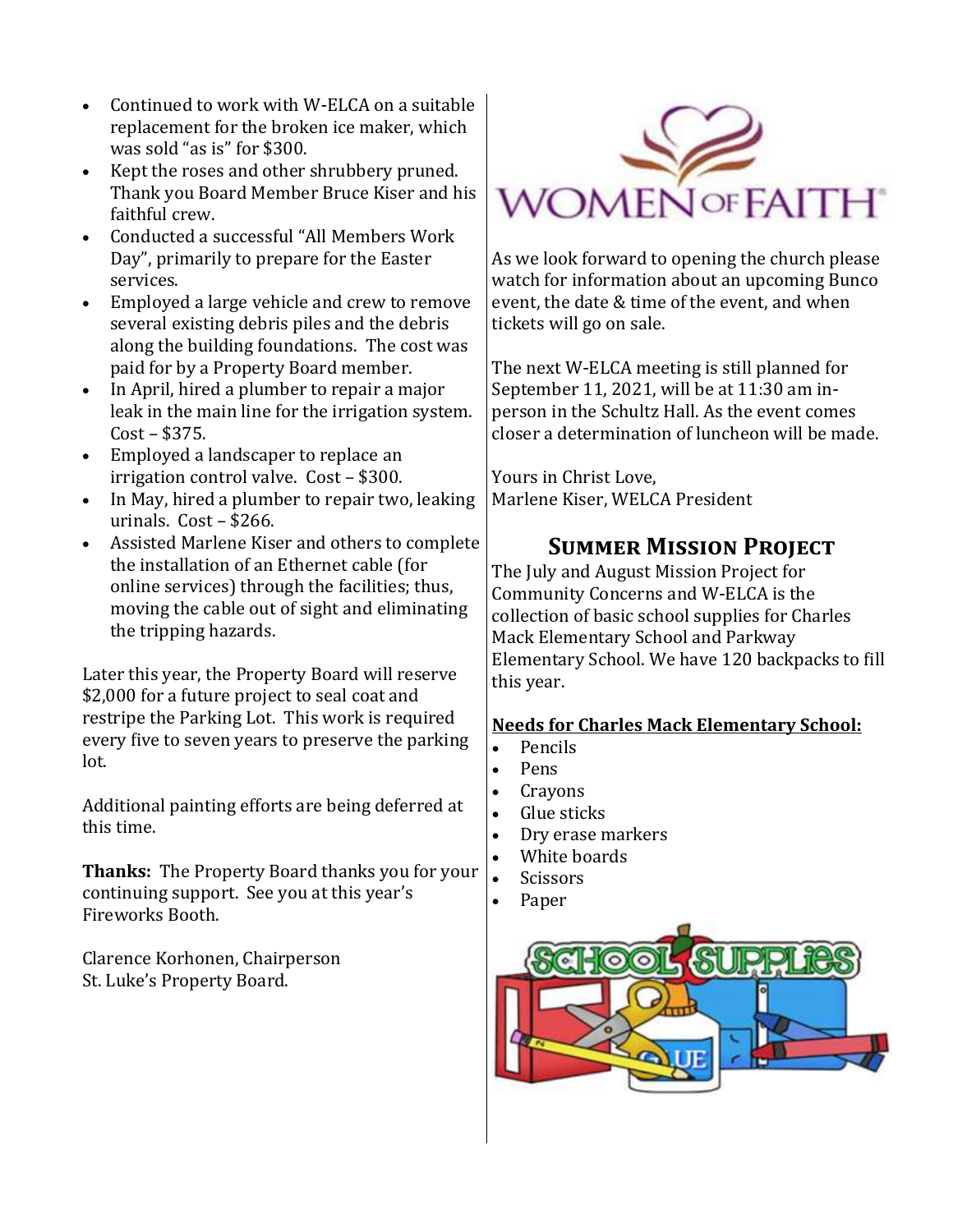- Continued to work with W-ELCA on a suitable replacement for the broken ice maker, which was sold "as is" for $300.
- Kept the roses and other shrubbery pruned. Thank you Board Member Bruce Kiser and his faithful crew.
- Conducted a successful "All Members Work Day", primarily to prepare for the Easter services.
- Employed a large vehicle and crew to remove several existing debris piles and the debris along the building foundations. The cost was paid for by a Property Board member.
- In April, hired a plumber to repair a major leak in the main line for the irrigation system. Cost – $375.
- Employed a landscaper to replace an irrigation control valve. Cost – $300.
- In May, hired a plumber to repair two, leaking urinals. Cost – $266.
- Assisted Marlene Kiser and others to complete the installation of an Ethernet cable (for online services) through the facilities; thus, moving the cable out of sight and eliminating the tripping hazards.

Later this year, the Property Board will reserve $2,000 for a future project to seal coat and restripe the Parking Lot. This work is required every five to seven years to preserve the parking lot.

Additional painting efforts are being deferred at this time.

**Thanks:** The Property Board thanks you for your continuing support. See you at this year's Fireworks Booth.

Clarence Korhonen, Chairperson
St. Luke's Property Board.

WOMEN OF FAITH

As we look forward to opening the church please watch for information about an upcoming Bunco event, the date & time of the event, and when tickets will go on sale.

The next W-ELCA meeting is still planned for September 11, 2021, will be at 11:30 am in-person in the Schultz Hall. As the event comes closer a determination of luncheon will be made.

Yours in Christ Love,
Marlene Kiser, WELCA President

## Summer Mission Project

The July and August Mission Project for Community Concerns and W-ELCA is the collection of basic school supplies for Charles Mack Elementary School and Parkway Elementary School. We have 120 backpacks to fill this year.

**Needs for Charles Mack Elementary School:**

- Pencils
- Pens
- Crayons
- Glue sticks
- Dry erase markers
- White boards
- Scissors
- Paper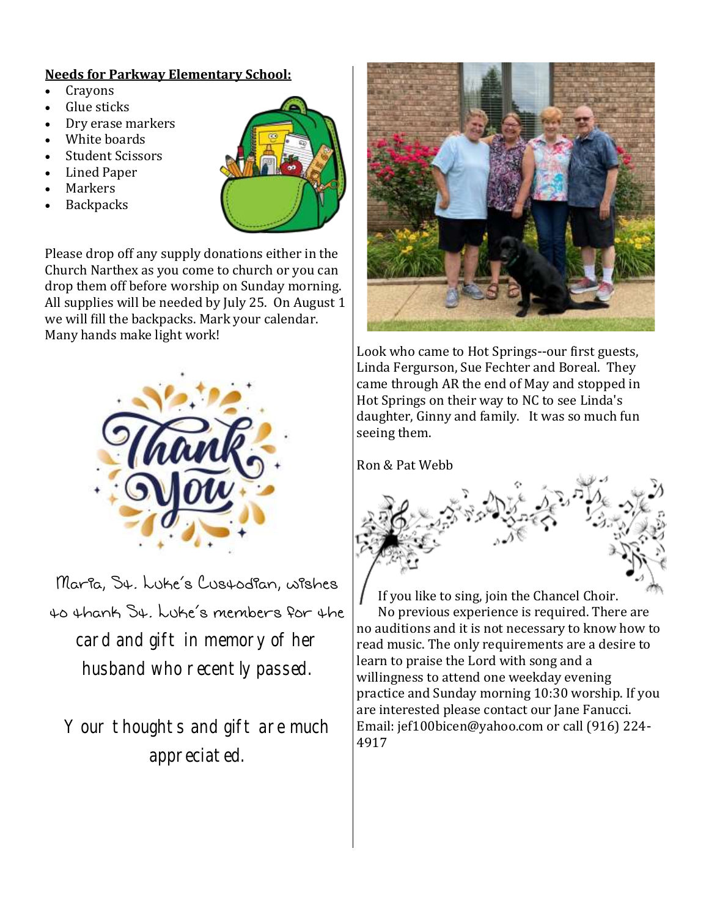**Needs for Parkway Elementary School:**

- Crayons
- Glue sticks
- Dry erase markers
- White boards
- Student Scissors
- Lined Paper
- Markers
- Backpacks

Please drop off any supply donations either in the Church Narthex as you come to church or you can drop them off before worship on Sunday morning. All supplies will be needed by July 25. On August 1 we will fill the backpacks. Mark your calendar. Many hands make light work!

Maria, St. Luke's Custodian, wishes to thank St. Luke's members for the card and gift in memory of her husband who recently passed.

Your thoughts and gift are much appreciated.

Look who came to Hot Springs--our first guests, Linda Ferguson, Sue Fechter and Boreal. They came through AR the end of May and stopped in Hot Springs on their way to NC to see Linda's daughter, Ginny and family. It was so much fun seeing them.

Ron & Pat Webb

If you like to sing, join the Chancel Choir. No previous experience is required. There are no auditions and it is not necessary to know how to read music. The only requirements are a desire to learn to praise the Lord with song and a willingness to attend one weekday evening practice and Sunday morning 10:30 worship. If you are interested please contact our Jane Fanucci. Email: jef100bicen@yahoo.com or call (916) 224-4917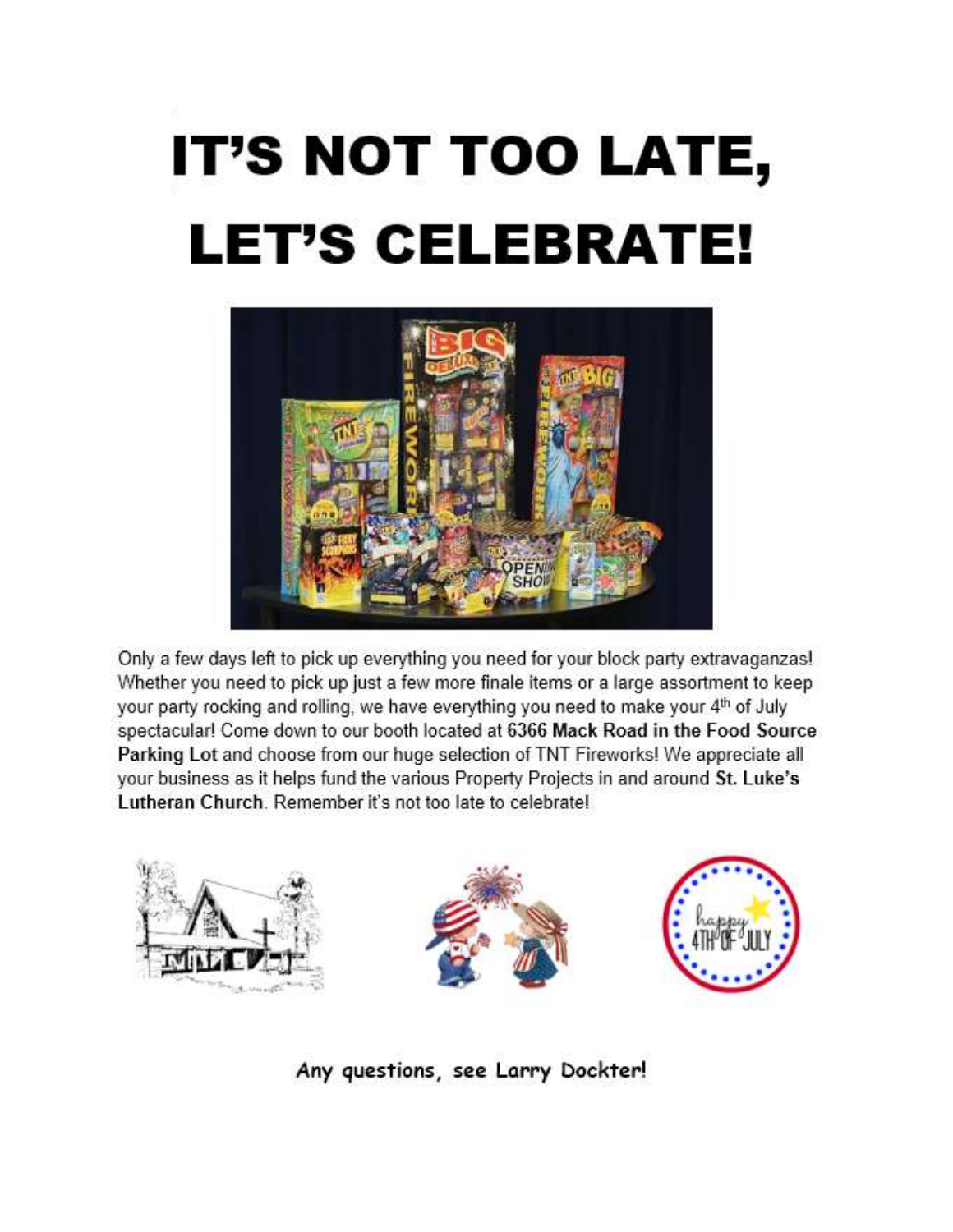# IT'S NOT TOO LATE, LET'S CELEBRATE!

Only a few days left to pick up everything you need for your block party extravaganzas! Whether you need to pick up just a few more finale items or a large assortment to keep your party rocking and rolling, we have everything you need to make your 4th of July spectacular! Come down to our booth located at **6366 Mack Road in the Food Source Parking Lot** and choose from our huge selection of TNT Fireworks! We appreciate all your business as it helps fund the various Property Projects in and around **St. Luke's Lutheran Church**. Remember it's not too late to celebrate!

Any questions, see Larry Dockter!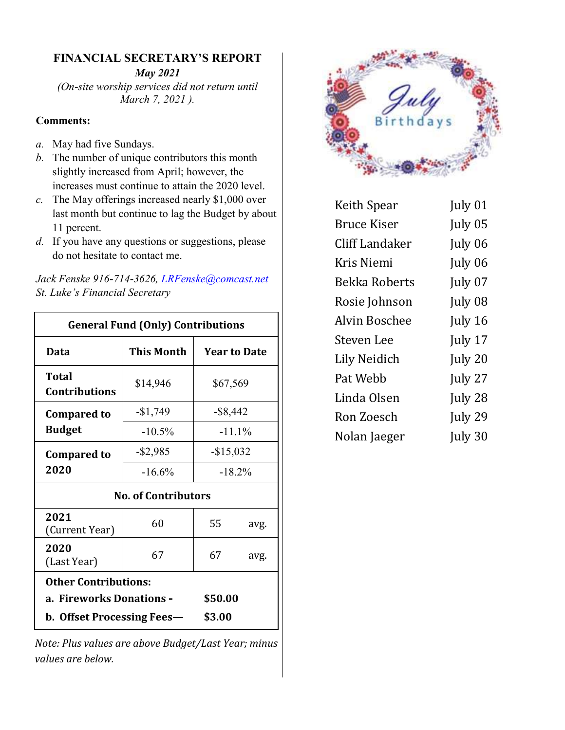## FINANCIAL SECRETARY'S REPORT

***May 2021***

*(On-site worship services did not return until March 7, 2021 ).*

**Comments:**

a. May had five Sundays.
b. The number of unique contributors this month slightly increased from April; however, the increases must continue to attain the 2020 level.
c. The May offerings increased nearly $1,000 over last month but continue to lag the Budget by about 11 percent.
d. If you have any questions or suggestions, please do not hesitate to contact me.

*Jack Fenske 916-714-3626, LRFenske@comcast.net*
*St. Luke's Financial Secretary*

| General Fund (Only) Contributions | | |
|---|---|---|
| **Data** | **This Month** | **Year to Date** |
| **Total Contributions** | $14,946 | $67,569 |
| **Compared to Budget** | -$1,749 | -$8,442 |
| | -10.5% | -11.1% |
| **Compared to 2020** | -$2,985 | -$15,032 |
| | -16.6% | -18.2% |
| **No. of Contributors** | | |
| **2021** (Current Year) | 60 | 55 avg. |
| **2020** (Last Year) | 67 | 67 avg. |
| **Other Contributions:** | | |
| **a. Fireworks Donations -** | **$50.00** | |
| **b. Offset Processing Fees—** | **$3.00** | |

*Note: Plus values are above Budget/Last Year; minus values are below.*

## July Birthdays

| | |
|---|---|
| Keith Spear | July 01 |
| Bruce Kiser | July 05 |
| Cliff Landaker | July 06 |
| Kris Niemi | July 06 |
| Bekka Roberts | July 07 |
| Rosie Johnson | July 08 |
| Alvin Boschee | July 16 |
| Steven Lee | July 17 |
| Lily Neidich | July 20 |
| Pat Webb | July 27 |
| Linda Olsen | July 28 |
| Ron Zoesch | July 29 |
| Nolan Jaeger | July 30 |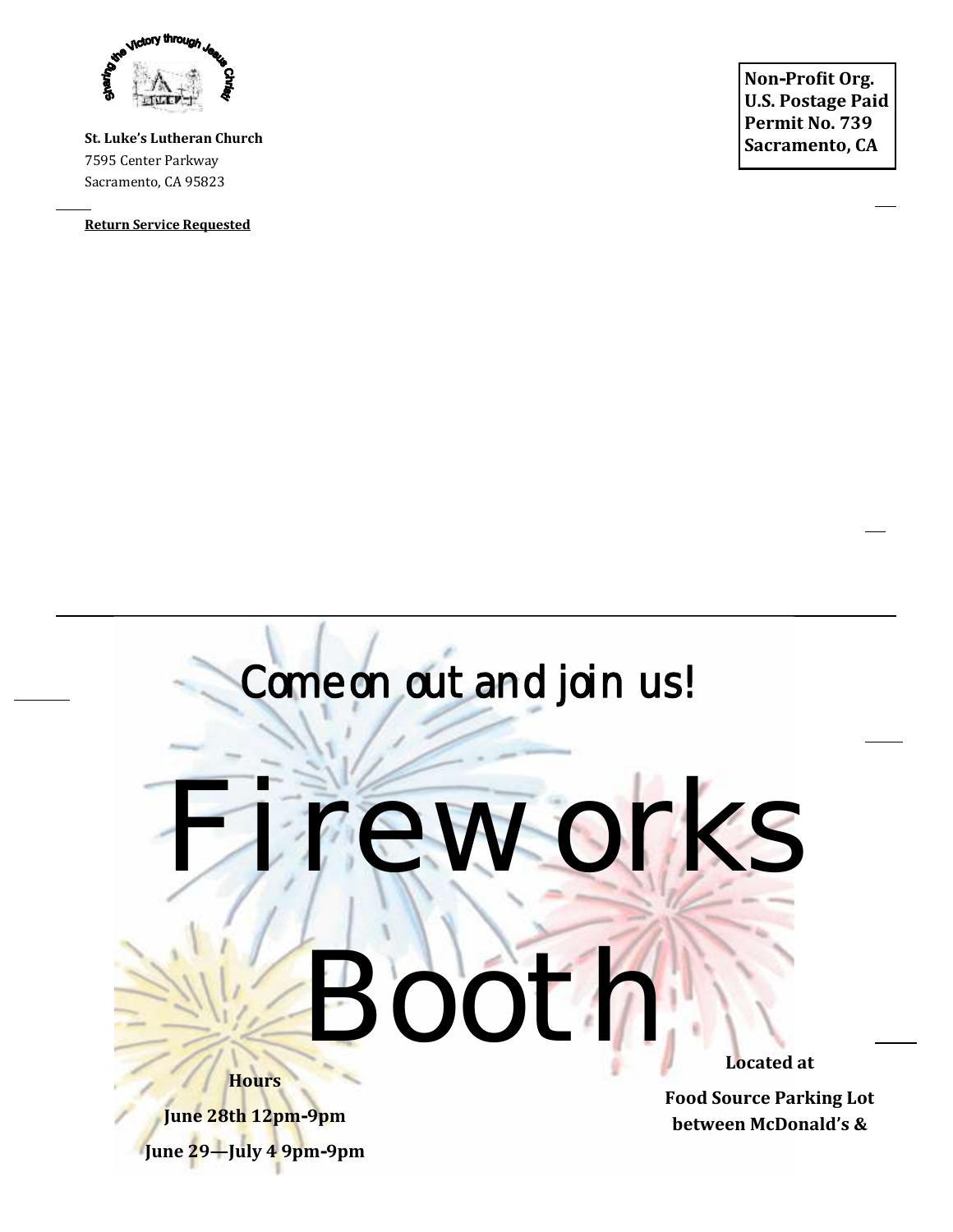Sharing the Victory through Jesus Christ!

**St. Luke's Lutheran Church**
7595 Center Parkway
Sacramento, CA 95823

**Return Service Requested**

**Non-Profit Org.**
**U.S. Postage Paid**
**Permit No. 739**
**Sacramento, CA**

Come on out and join us!

# Fireworks Booth

**Hours**

**June 28th 12pm-9pm**

**June 29—July 4 9pm-9pm**

**Located at**

**Food Source Parking Lot between McDonald's &**